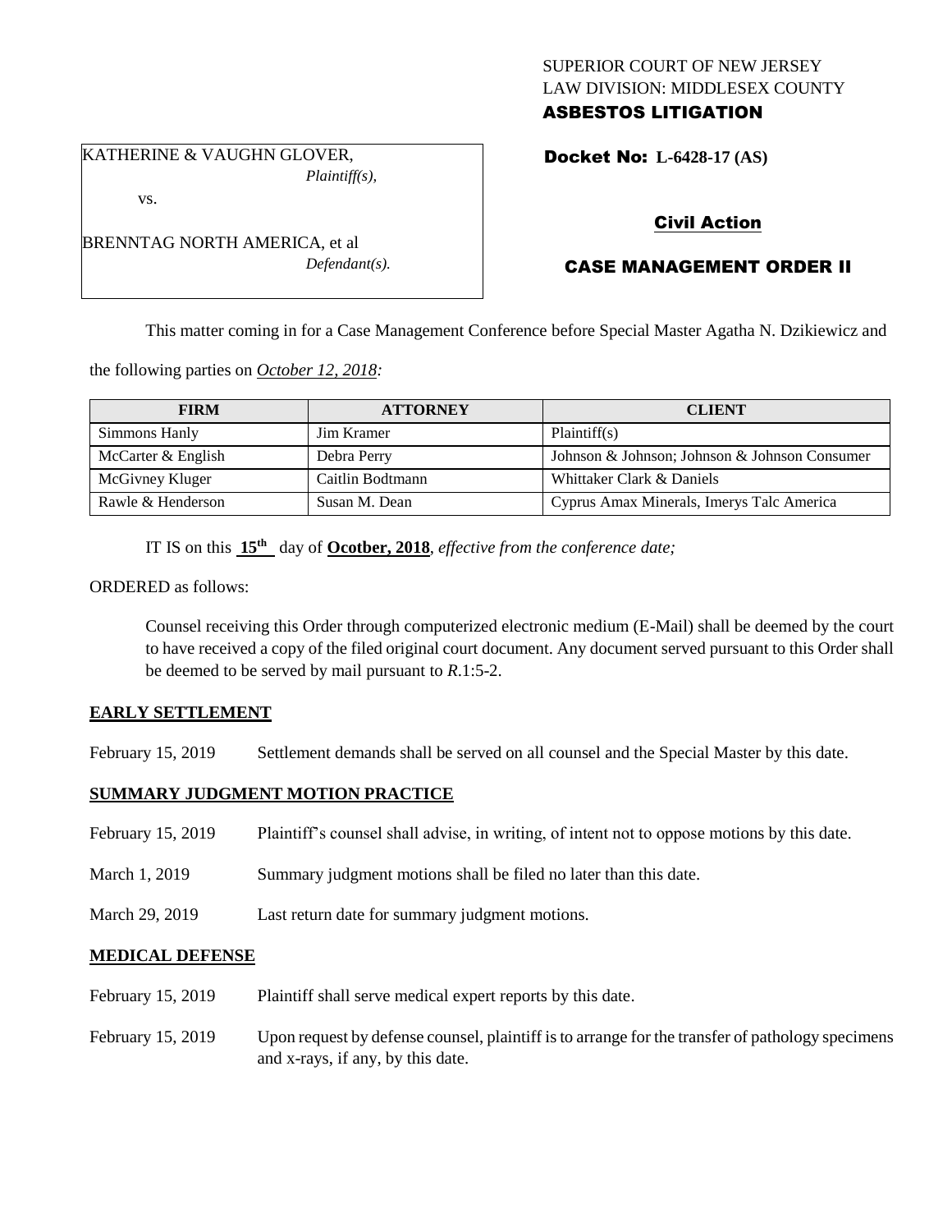SUPERIOR COURT OF NEW JERSEY
LAW DIVISION: MIDDLESEX COUNTY
**ASBESTOS LITIGATION**

KATHERINE & VAUGHN GLOVER,
*Plaintiff(s),*

vs.

BRENNTAG NORTH AMERICA, et al
*Defendant(s).*

**Docket No: L-6428-17 (AS)**

**Civil Action**

**CASE MANAGEMENT ORDER II**

This matter coming in for a Case Management Conference before Special Master Agatha N. Dzikiewicz and the following parties on *October 12, 2018:*

| FIRM | ATTORNEY | CLIENT |
|---|---|---|
| Simmons Hanly | Jim Kramer | Plaintiff(s) |
| McCarter & English | Debra Perry | Johnson & Johnson; Johnson & Johnson Consumer |
| McGivney Kluger | Caitlin Bodtmann | Whittaker Clark & Daniels |
| Rawle & Henderson | Susan M. Dean | Cyprus Amax Minerals, Imerys Talc America |

IT IS on this **15th** day of **Ocotber, 2018**, *effective from the conference date;*

ORDERED as follows:

Counsel receiving this Order through computerized electronic medium (E-Mail) shall be deemed by the court to have received a copy of the filed original court document. Any document served pursuant to this Order shall be deemed to be served by mail pursuant to *R*.1:5-2.

**EARLY SETTLEMENT**

February 15, 2019 Settlement demands shall be served on all counsel and the Special Master by this date.

**SUMMARY JUDGMENT MOTION PRACTICE**

February 15, 2019 Plaintiff's counsel shall advise, in writing, of intent not to oppose motions by this date.

March 1, 2019 Summary judgment motions shall be filed no later than this date.

March 29, 2019 Last return date for summary judgment motions.

**MEDICAL DEFENSE**

February 15, 2019 Plaintiff shall serve medical expert reports by this date.

February 15, 2019 Upon request by defense counsel, plaintiff is to arrange for the transfer of pathology specimens and x-rays, if any, by this date.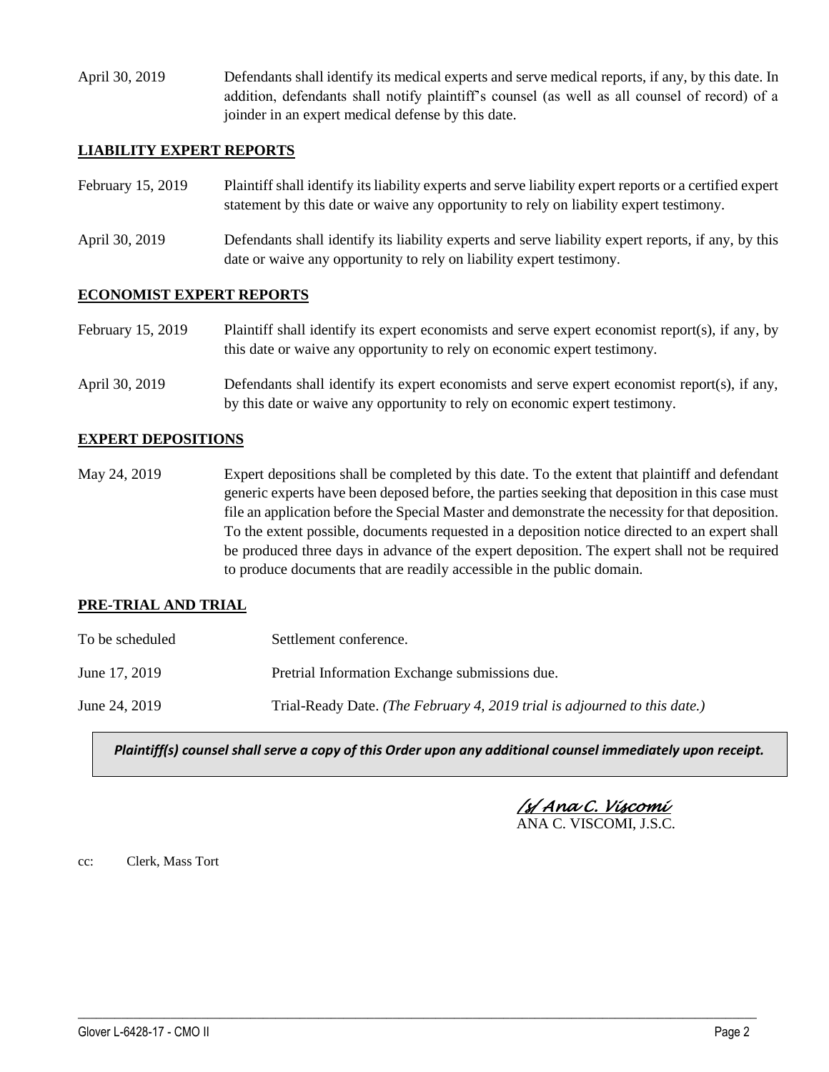| | |
|---|---|
| April 30, 2019 | Defendants shall identify its medical experts and serve medical reports, if any, by this date. In addition, defendants shall notify plaintiff's counsel (as well as all counsel of record) of a joinder in an expert medical defense by this date. |

## LIABILITY EXPERT REPORTS

| | |
|---|---|
| February 15, 2019 | Plaintiff shall identify its liability experts and serve liability expert reports or a certified expert statement by this date or waive any opportunity to rely on liability expert testimony. |
| April 30, 2019 | Defendants shall identify its liability experts and serve liability expert reports, if any, by this date or waive any opportunity to rely on liability expert testimony. |

## ECONOMIST EXPERT REPORTS

| | |
|---|---|
| February 15, 2019 | Plaintiff shall identify its expert economists and serve expert economist report(s), if any, by this date or waive any opportunity to rely on economic expert testimony. |
| April 30, 2019 | Defendants shall identify its expert economists and serve expert economist report(s), if any, by this date or waive any opportunity to rely on economic expert testimony. |

## EXPERT DEPOSITIONS

| | |
|---|---|
| May 24, 2019 | Expert depositions shall be completed by this date. To the extent that plaintiff and defendant generic experts have been deposed before, the parties seeking that deposition in this case must file an application before the Special Master and demonstrate the necessity for that deposition. To the extent possible, documents requested in a deposition notice directed to an expert shall be produced three days in advance of the expert deposition. The expert shall not be required to produce documents that are readily accessible in the public domain. |

## PRE-TRIAL AND TRIAL

| | |
|---|---|
| To be scheduled | Settlement conference. |
| June 17, 2019 | Pretrial Information Exchange submissions due. |
| June 24, 2019 | Trial-Ready Date. *(The February 4, 2019 trial is adjourned to this date.)* |

***Plaintiff(s) counsel shall serve a copy of this Order upon any additional counsel immediately upon receipt.***

*/s/ Ana C. Viscomi*
ANA C. VISCOMI, J.S.C.

cc: Clerk, Mass Tort